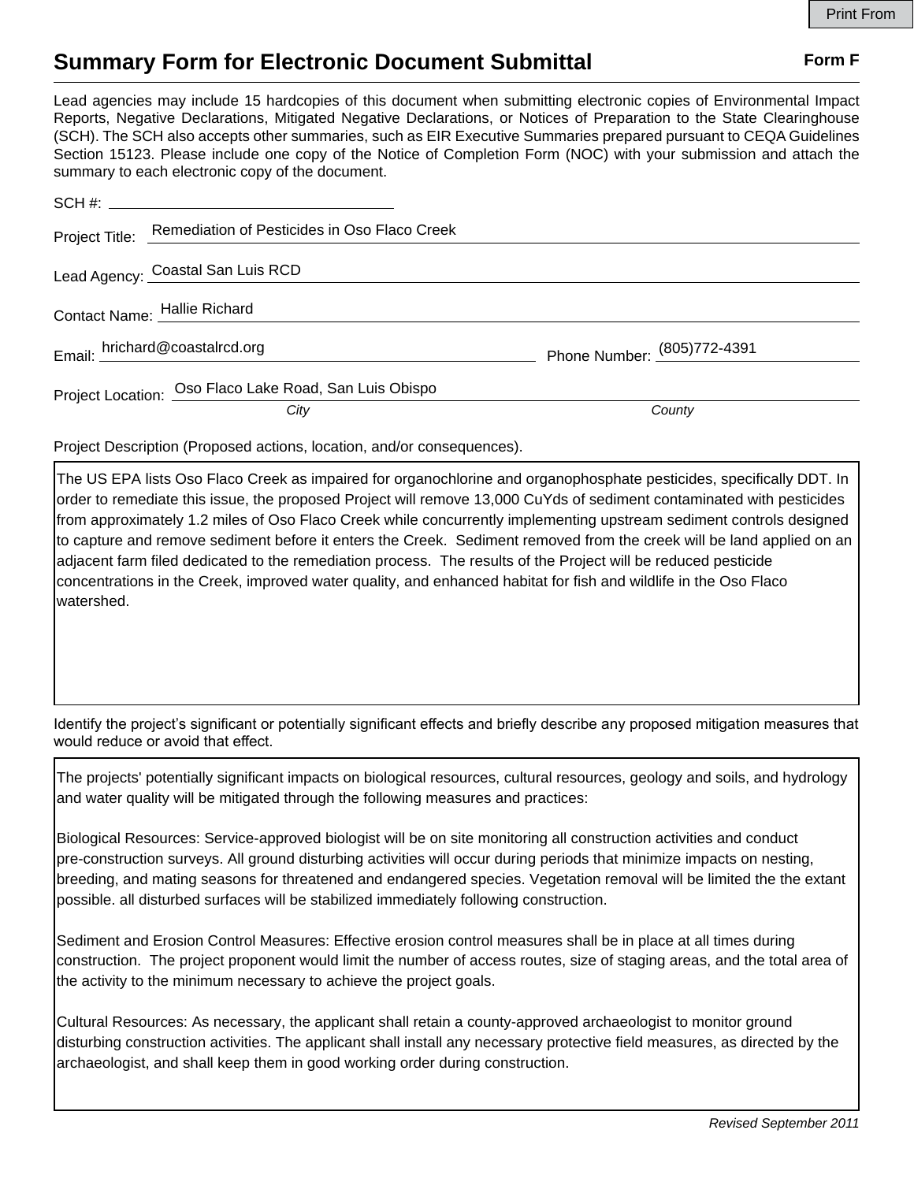Print From

# Summary Form for Electronic Document Submittal

**Form F**

Lead agencies may include 15 hardcopies of this document when submitting electronic copies of Environmental Impact Reports, Negative Declarations, Mitigated Negative Declarations, or Notices of Preparation to the State Clearinghouse (SCH). The SCH also accepts other summaries, such as EIR Executive Summaries prepared pursuant to CEQA Guidelines Section 15123. Please include one copy of the Notice of Completion Form (NOC) with your submission and attach the summary to each electronic copy of the document.

SCH #: ____________________

Project Title: Remediation of Pesticides in Oso Flaco Creek

Lead Agency: Coastal San Luis RCD

Contact Name: Hallie Richard

Email: hrichard@coastalrcd.org

Phone Number: (805)772-4391

Project Location: Oso Flaco Lake Road, San Luis Obispo

*City* *County*

Project Description (Proposed actions, location, and/or consequences).

The US EPA lists Oso Flaco Creek as impaired for organochlorine and organophosphate pesticides, specifically DDT. In order to remediate this issue, the proposed Project will remove 13,000 CuYds of sediment contaminated with pesticides from approximately 1.2 miles of Oso Flaco Creek while concurrently implementing upstream sediment controls designed to capture and remove sediment before it enters the Creek. Sediment removed from the creek will be land applied on an adjacent farm filed dedicated to the remediation process. The results of the Project will be reduced pesticide concentrations in the Creek, improved water quality, and enhanced habitat for fish and wildlife in the Oso Flaco watershed.

Identify the project's significant or potentially significant effects and briefly describe any proposed mitigation measures that would reduce or avoid that effect.

The projects' potentially significant impacts on biological resources, cultural resources, geology and soils, and hydrology and water quality will be mitigated through the following measures and practices:

Biological Resources: Service-approved biologist will be on site monitoring all construction activities and conduct pre-construction surveys. All ground disturbing activities will occur during periods that minimize impacts on nesting, breeding, and mating seasons for threatened and endangered species. Vegetation removal will be limited the the extant possible. all disturbed surfaces will be stabilized immediately following construction.

Sediment and Erosion Control Measures: Effective erosion control measures shall be in place at all times during construction. The project proponent would limit the number of access routes, size of staging areas, and the total area of the activity to the minimum necessary to achieve the project goals.

Cultural Resources: As necessary, the applicant shall retain a county-approved archaeologist to monitor ground disturbing construction activities. The applicant shall install any necessary protective field measures, as directed by the archaeologist, and shall keep them in good working order during construction.

*Revised September 2011*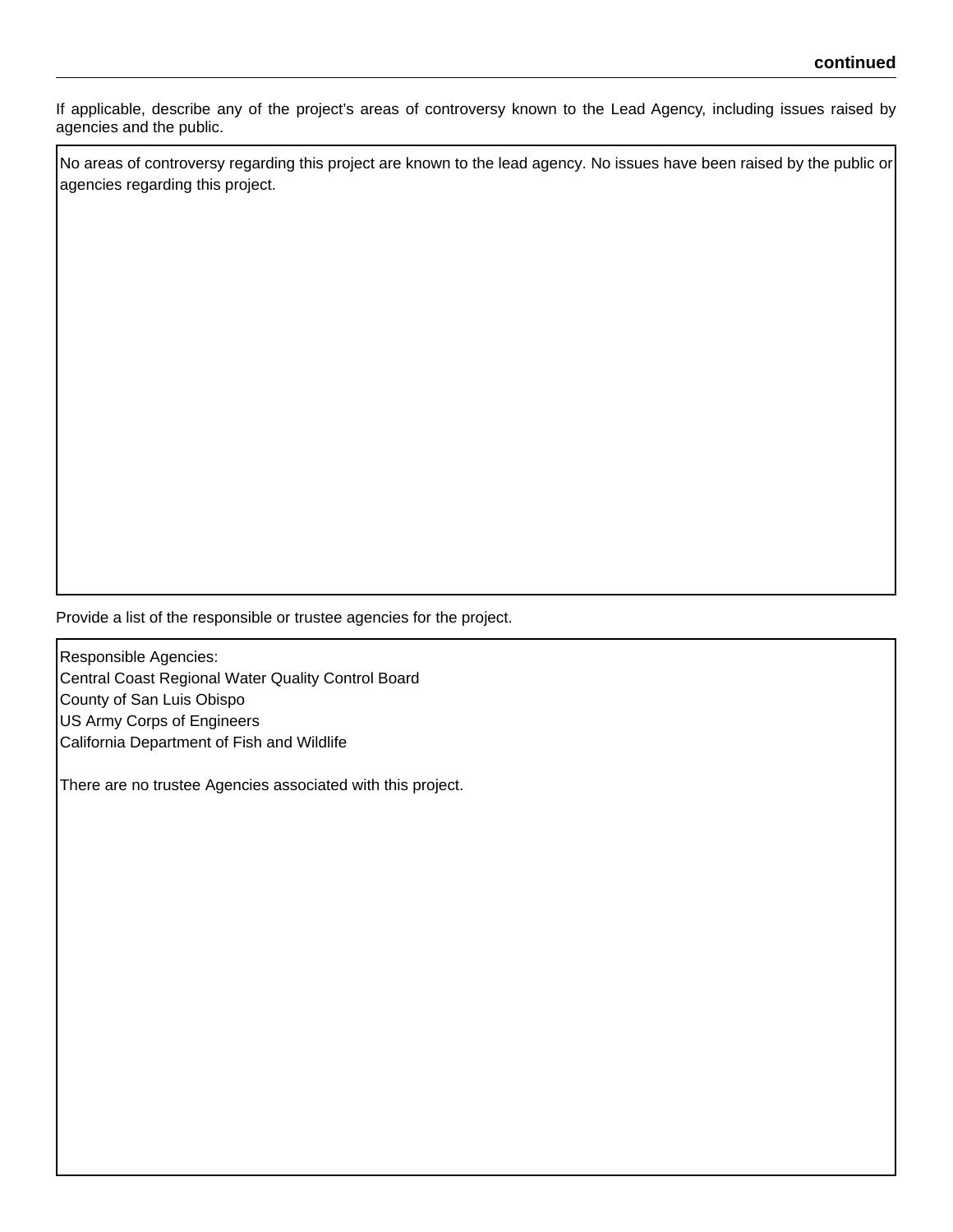**continued**

If applicable, describe any of the project's areas of controversy known to the Lead Agency, including issues raised by agencies and the public.

No areas of controversy regarding this project are known to the lead agency. No issues have been raised by the public or agencies regarding this project.

Provide a list of the responsible or trustee agencies for the project.

Responsible Agencies:
Central Coast Regional Water Quality Control Board
County of San Luis Obispo
US Army Corps of Engineers
California Department of Fish and Wildlife

There are no trustee Agencies associated with this project.